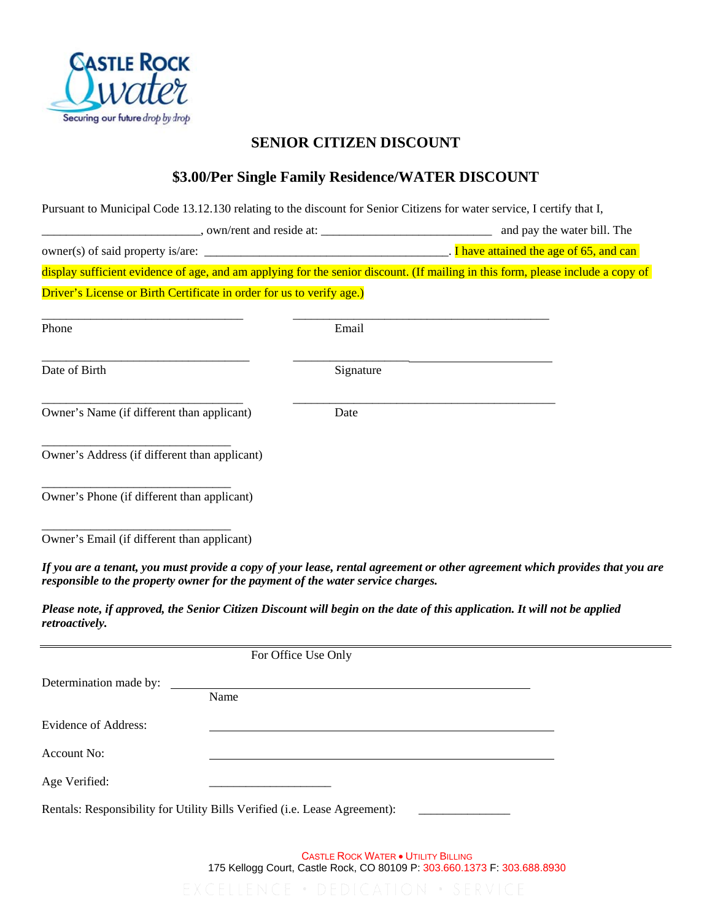CASTLE ROCK Water

Securing our future drop by drop

# SENIOR CITIZEN DISCOUNT

## $3.00/Per Single Family Residence/WATER DISCOUNT

Pursuant to Municipal Code 13.12.130 relating to the discount for Senior Citizens for water service, I certify that I, _________________________, own/rent and reside at: ___________________________ and pay the water bill. The owner(s) of said property is/are: _______________________________________. I have attained the age of 65, and can display sufficient evidence of age, and am applying for the senior discount. (If mailing in this form, please include a copy of Driver's License or Birth Certificate in order for us to verify age.)

_________________________________ Phone

_________________________________ Email

_________________________________ Date of Birth

_________________________________ Signature

_________________________________ Owner's Name (if different than applicant)

_________________________________ Date

_________________________________ Owner's Address (if different than applicant)

_________________________________ Owner's Phone (if different than applicant)

_________________________________ Owner's Email (if different than applicant)

***If you are a tenant, you must provide a copy of your lease, rental agreement or other agreement which provides that you are responsible to the property owner for the payment of the water service charges.***

***Please note, if approved, the Senior Citizen Discount will begin on the date of this application. It will not be applied retroactively.***

---

For Office Use Only

Determination made by: _________________________________
Name

Evidence of Address: _________________________________

Account No: _________________________________

Age Verified: ____________________

Rentals: Responsibility for Utility Bills Verified (i.e. Lease Agreement): _______________

CASTLE ROCK WATER • UTILITY BILLING
175 Kellogg Court, Castle Rock, CO 80109 P: 303.660.1373 F: 303.688.8930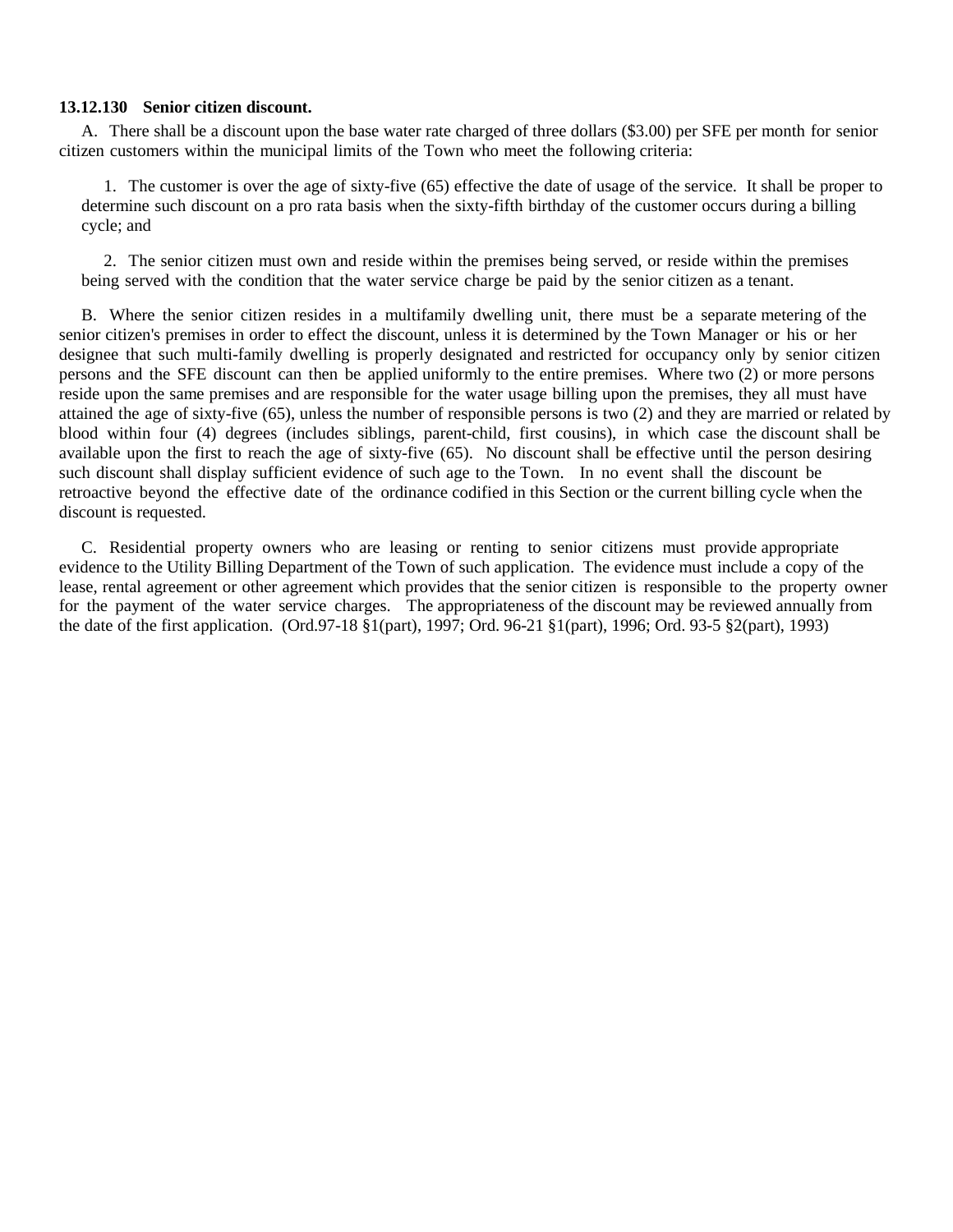**13.12.130 Senior citizen discount.**

A. There shall be a discount upon the base water rate charged of three dollars ($3.00) per SFE per month for senior citizen customers within the municipal limits of the Town who meet the following criteria:

1. The customer is over the age of sixty-five (65) effective the date of usage of the service. It shall be proper to determine such discount on a pro rata basis when the sixty-fifth birthday of the customer occurs during a billing cycle; and

2. The senior citizen must own and reside within the premises being served, or reside within the premises being served with the condition that the water service charge be paid by the senior citizen as a tenant.

B. Where the senior citizen resides in a multifamily dwelling unit, there must be a separate metering of the senior citizen's premises in order to effect the discount, unless it is determined by the Town Manager or his or her designee that such multi-family dwelling is properly designated and restricted for occupancy only by senior citizen persons and the SFE discount can then be applied uniformly to the entire premises. Where two (2) or more persons reside upon the same premises and are responsible for the water usage billing upon the premises, they all must have attained the age of sixty-five (65), unless the number of responsible persons is two (2) and they are married or related by blood within four (4) degrees (includes siblings, parent-child, first cousins), in which case the discount shall be available upon the first to reach the age of sixty-five (65). No discount shall be effective until the person desiring such discount shall display sufficient evidence of such age to the Town. In no event shall the discount be retroactive beyond the effective date of the ordinance codified in this Section or the current billing cycle when the discount is requested.

C. Residential property owners who are leasing or renting to senior citizens must provide appropriate evidence to the Utility Billing Department of the Town of such application. The evidence must include a copy of the lease, rental agreement or other agreement which provides that the senior citizen is responsible to the property owner for the payment of the water service charges. The appropriateness of the discount may be reviewed annually from the date of the first application. (Ord.97-18 §1(part), 1997; Ord. 96-21 §1(part), 1996; Ord. 93-5 §2(part), 1993)